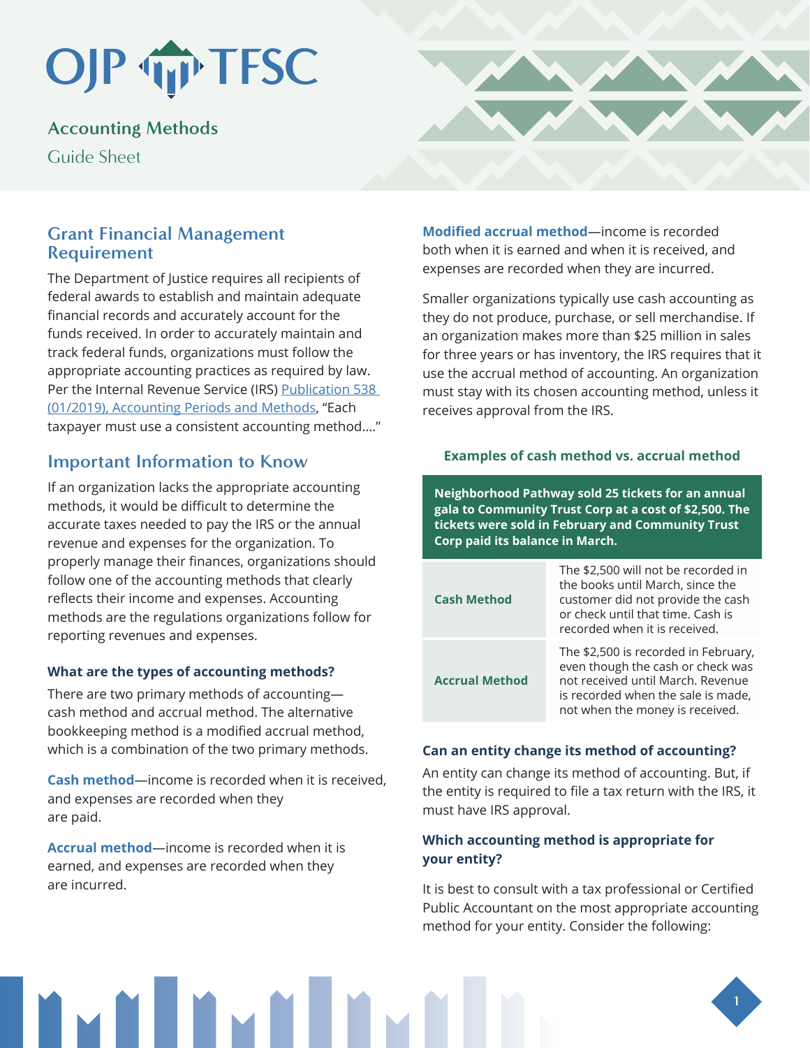# Accounting Methods

Guide Sheet

## Grant Financial Management Requirement

The Department of Justice requires all recipients of federal awards to establish and maintain adequate financial records and accurately account for the funds received. In order to accurately maintain and track federal funds, organizations must follow the appropriate accounting practices as required by law. Per the Internal Revenue Service (IRS) Publication 538 (01/2019), Accounting Periods and Methods, "Each taxpayer must use a consistent accounting method…."

## Important Information to Know

If an organization lacks the appropriate accounting methods, it would be difficult to determine the accurate taxes needed to pay the IRS or the annual revenue and expenses for the organization. To properly manage their finances, organizations should follow one of the accounting methods that clearly reflects their income and expenses. Accounting methods are the regulations organizations follow for reporting revenues and expenses.

### What are the types of accounting methods?

There are two primary methods of accounting—cash method and accrual method. The alternative bookkeeping method is a modified accrual method, which is a combination of the two primary methods.

**Cash method**—income is recorded when it is received, and expenses are recorded when they are paid.

**Accrual method**—income is recorded when it is earned, and expenses are recorded when they are incurred.

**Modified accrual method**—income is recorded both when it is earned and when it is received, and expenses are recorded when they are incurred.

Smaller organizations typically use cash accounting as they do not produce, purchase, or sell merchandise. If an organization makes more than $25 million in sales for three years or has inventory, the IRS requires that it use the accrual method of accounting. An organization must stay with its chosen accounting method, unless it receives approval from the IRS.

**Examples of cash method vs. accrual method**

| Neighborhood Pathway sold 25 tickets for an annual gala to Community Trust Corp at a cost of $2,500. The tickets were sold in February and Community Trust Corp paid its balance in March. | |
|---|---|
| **Cash Method** | The $2,500 will not be recorded in the books until March, since the customer did not provide the cash or check until that time. Cash is recorded when it is received. |
| **Accrual Method** | The $2,500 is recorded in February, even though the cash or check was not received until March. Revenue is recorded when the sale is made, not when the money is received. |

### Can an entity change its method of accounting?

An entity can change its method of accounting. But, if the entity is required to file a tax return with the IRS, it must have IRS approval.

### Which accounting method is appropriate for your entity?

It is best to consult with a tax professional or Certified Public Accountant on the most appropriate accounting method for your entity. Consider the following: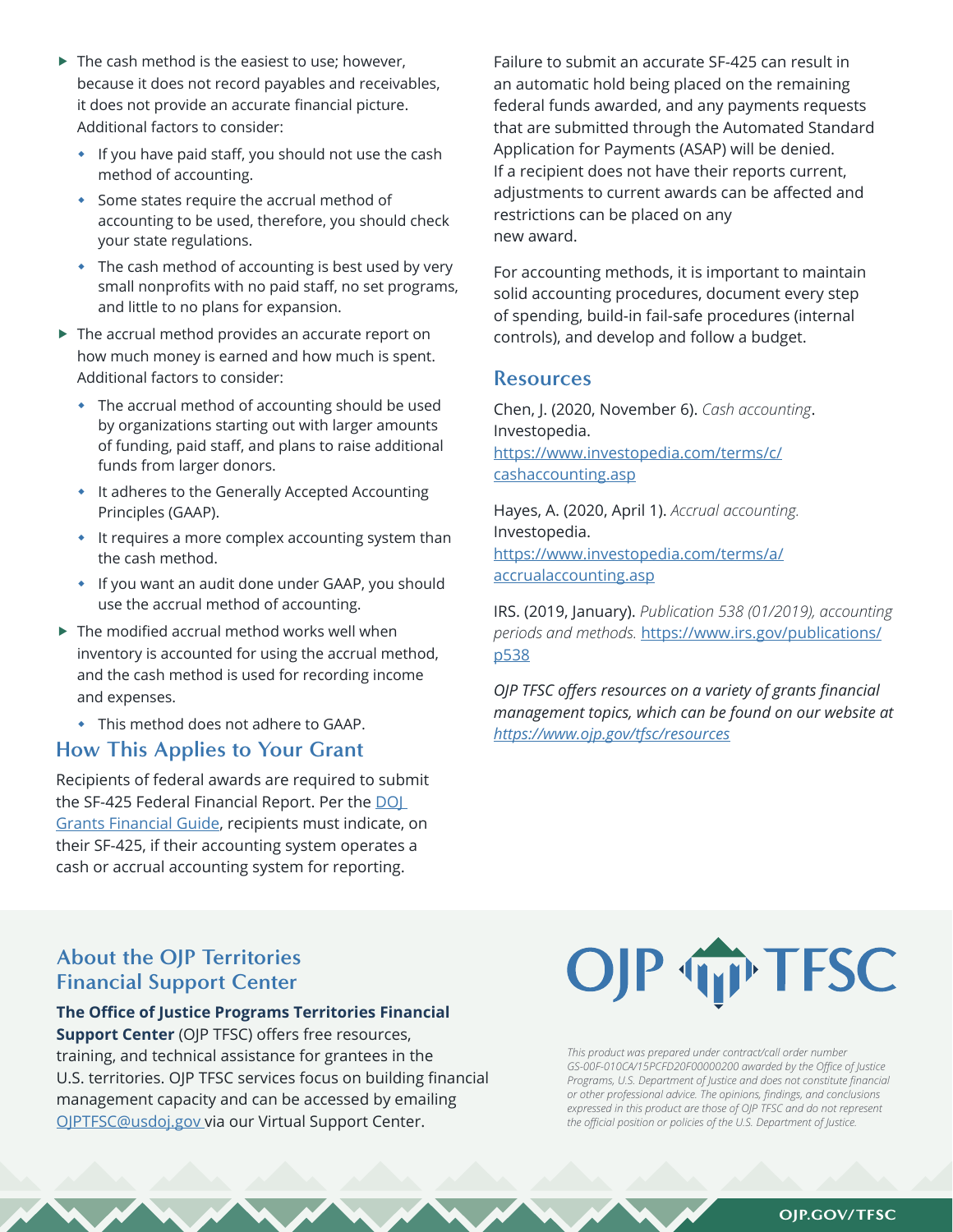- The cash method is the easiest to use; however, because it does not record payables and receivables, it does not provide an accurate financial picture. Additional factors to consider:
  - If you have paid staff, you should not use the cash method of accounting.
  - Some states require the accrual method of accounting to be used, therefore, you should check your state regulations.
  - The cash method of accounting is best used by very small nonprofits with no paid staff, no set programs, and little to no plans for expansion.
- The accrual method provides an accurate report on how much money is earned and how much is spent. Additional factors to consider:
  - The accrual method of accounting should be used by organizations starting out with larger amounts of funding, paid staff, and plans to raise additional funds from larger donors.
  - It adheres to the Generally Accepted Accounting Principles (GAAP).
  - It requires a more complex accounting system than the cash method.
  - If you want an audit done under GAAP, you should use the accrual method of accounting.
- The modified accrual method works well when inventory is accounted for using the accrual method, and the cash method is used for recording income and expenses.
  - This method does not adhere to GAAP.

## How This Applies to Your Grant

Recipients of federal awards are required to submit the SF-425 Federal Financial Report. Per the [DOJ Grants Financial Guide](), recipients must indicate, on their SF-425, if their accounting system operates a cash or accrual accounting system for reporting.

Failure to submit an accurate SF-425 can result in an automatic hold being placed on the remaining federal funds awarded, and any payments requests that are submitted through the Automated Standard Application for Payments (ASAP) will be denied. If a recipient does not have their reports current, adjustments to current awards can be affected and restrictions can be placed on any new award.

For accounting methods, it is important to maintain solid accounting procedures, document every step of spending, build-in fail-safe procedures (internal controls), and develop and follow a budget.

## Resources

Chen, J. (2020, November 6). *Cash accounting*. Investopedia. https://www.investopedia.com/terms/c/cashaccounting.asp

Hayes, A. (2020, April 1). *Accrual accounting.* Investopedia. https://www.investopedia.com/terms/a/accrualaccounting.asp

IRS. (2019, January). *Publication 538 (01/2019), accounting periods and methods.* https://www.irs.gov/publications/p538

*OJP TFSC offers resources on a variety of grants financial management topics, which can be found on our website at https://www.ojp.gov/tfsc/resources*

## About the OJP Territories Financial Support Center

**The Office of Justice Programs Territories Financial Support Center** (OJP TFSC) offers free resources, training, and technical assistance for grantees in the U.S. territories. OJP TFSC services focus on building financial management capacity and can be accessed by emailing OJPTFSC@usdoj.gov via our Virtual Support Center.

OJP TFSC

*This product was prepared under contract/call order number GS-00F-010CA/15PCFD20F00000200 awarded by the Office of Justice Programs, U.S. Department of Justice and does not constitute financial or other professional advice. The opinions, findings, and conclusions expressed in this product are those of OJP TFSC and do not represent the official position or policies of the U.S. Department of Justice.*

OJP.GOV/TFSC